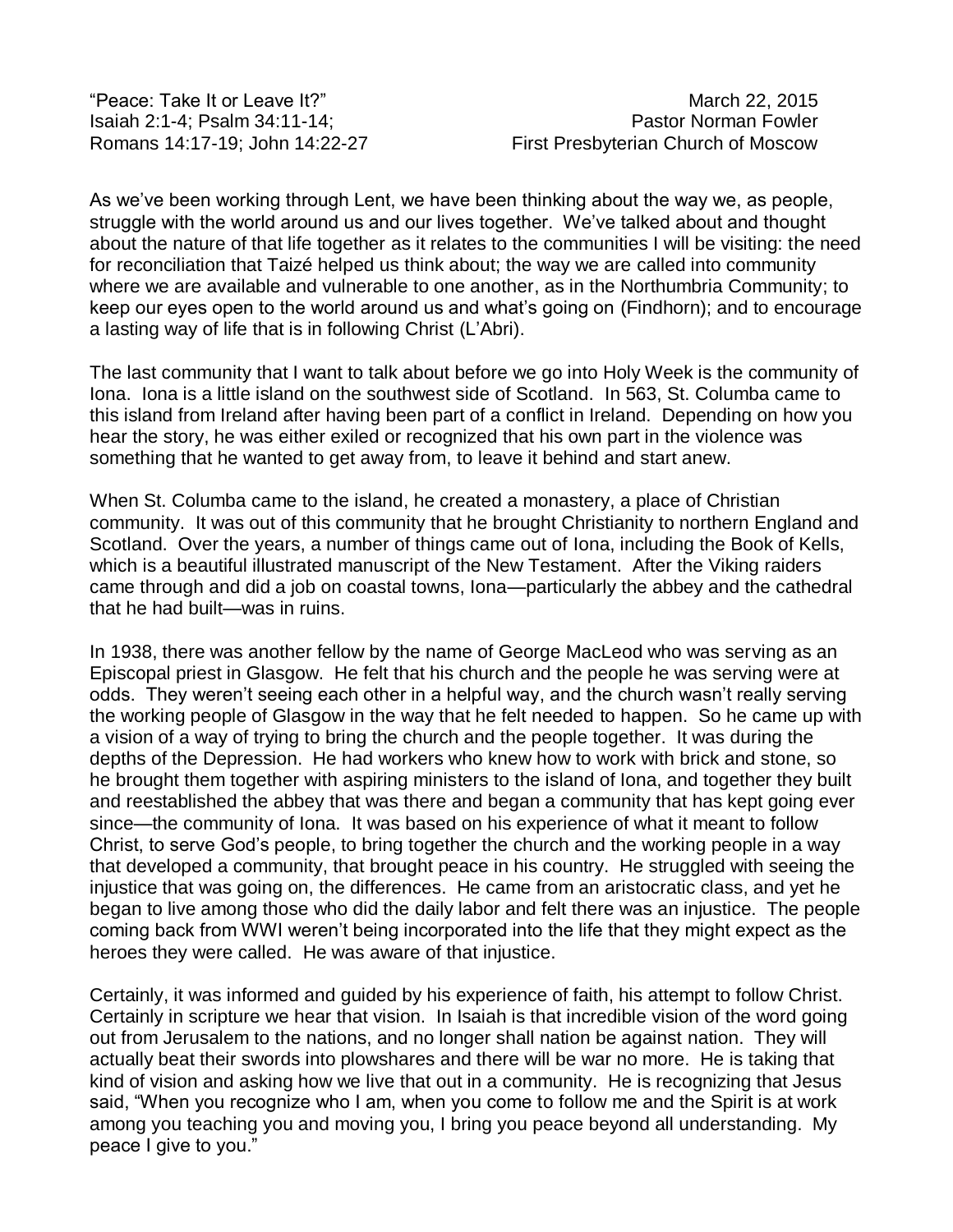"Peace: Take It or Leave It?"  
Isaiah 2:1-4; Psalm 34:11-14;  
Romans 14:17-19; John 14:22-27

March 22, 2015  
Pastor Norman Fowler  
First Presbyterian Church of Moscow

As we've been working through Lent, we have been thinking about the way we, as people, struggle with the world around us and our lives together. We've talked about and thought about the nature of that life together as it relates to the communities I will be visiting: the need for reconciliation that Taizé helped us think about; the way we are called into community where we are available and vulnerable to one another, as in the Northumbria Community; to keep our eyes open to the world around us and what's going on (Findhorn); and to encourage a lasting way of life that is in following Christ (L'Abri).

The last community that I want to talk about before we go into Holy Week is the community of Iona. Iona is a little island on the southwest side of Scotland. In 563, St. Columba came to this island from Ireland after having been part of a conflict in Ireland. Depending on how you hear the story, he was either exiled or recognized that his own part in the violence was something that he wanted to get away from, to leave it behind and start anew.

When St. Columba came to the island, he created a monastery, a place of Christian community. It was out of this community that he brought Christianity to northern England and Scotland. Over the years, a number of things came out of Iona, including the Book of Kells, which is a beautiful illustrated manuscript of the New Testament. After the Viking raiders came through and did a job on coastal towns, Iona—particularly the abbey and the cathedral that he had built—was in ruins.

In 1938, there was another fellow by the name of George MacLeod who was serving as an Episcopal priest in Glasgow. He felt that his church and the people he was serving were at odds. They weren't seeing each other in a helpful way, and the church wasn't really serving the working people of Glasgow in the way that he felt needed to happen. So he came up with a vision of a way of trying to bring the church and the people together. It was during the depths of the Depression. He had workers who knew how to work with brick and stone, so he brought them together with aspiring ministers to the island of Iona, and together they built and reestablished the abbey that was there and began a community that has kept going ever since—the community of Iona. It was based on his experience of what it meant to follow Christ, to serve God's people, to bring together the church and the working people in a way that developed a community, that brought peace in his country. He struggled with seeing the injustice that was going on, the differences. He came from an aristocratic class, and yet he began to live among those who did the daily labor and felt there was an injustice. The people coming back from WWI weren't being incorporated into the life that they might expect as the heroes they were called. He was aware of that injustice.

Certainly, it was informed and guided by his experience of faith, his attempt to follow Christ. Certainly in scripture we hear that vision. In Isaiah is that incredible vision of the word going out from Jerusalem to the nations, and no longer shall nation be against nation. They will actually beat their swords into plowshares and there will be war no more. He is taking that kind of vision and asking how we live that out in a community. He is recognizing that Jesus said, "When you recognize who I am, when you come to follow me and the Spirit is at work among you teaching you and moving you, I bring you peace beyond all understanding. My peace I give to you."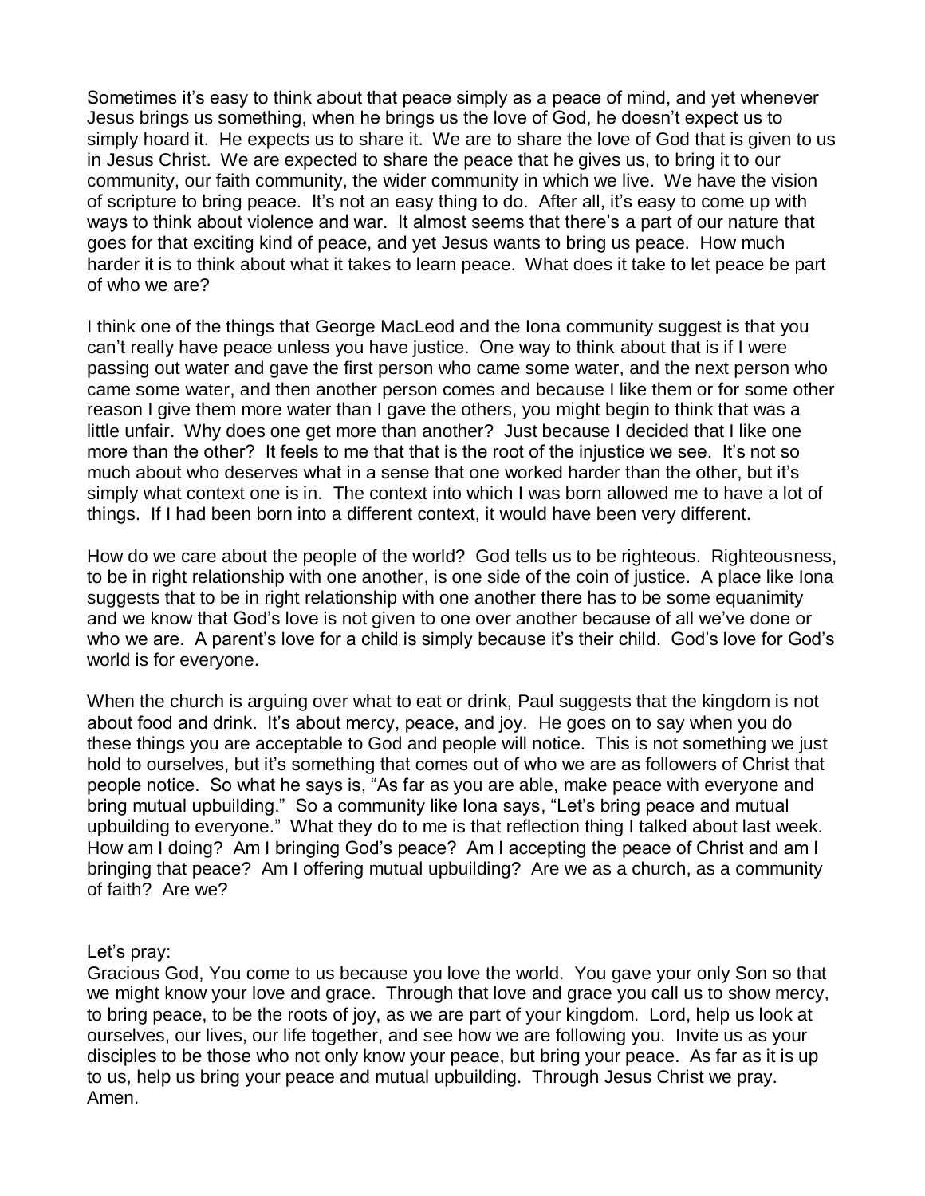Sometimes it's easy to think about that peace simply as a peace of mind, and yet whenever Jesus brings us something, when he brings us the love of God, he doesn't expect us to simply hoard it. He expects us to share it. We are to share the love of God that is given to us in Jesus Christ. We are expected to share the peace that he gives us, to bring it to our community, our faith community, the wider community in which we live. We have the vision of scripture to bring peace. It's not an easy thing to do. After all, it's easy to come up with ways to think about violence and war. It almost seems that there's a part of our nature that goes for that exciting kind of peace, and yet Jesus wants to bring us peace. How much harder it is to think about what it takes to learn peace. What does it take to let peace be part of who we are?

I think one of the things that George MacLeod and the Iona community suggest is that you can't really have peace unless you have justice. One way to think about that is if I were passing out water and gave the first person who came some water, and the next person who came some water, and then another person comes and because I like them or for some other reason I give them more water than I gave the others, you might begin to think that was a little unfair. Why does one get more than another? Just because I decided that I like one more than the other? It feels to me that that is the root of the injustice we see. It's not so much about who deserves what in a sense that one worked harder than the other, but it's simply what context one is in. The context into which I was born allowed me to have a lot of things. If I had been born into a different context, it would have been very different.

How do we care about the people of the world? God tells us to be righteous. Righteousness, to be in right relationship with one another, is one side of the coin of justice. A place like Iona suggests that to be in right relationship with one another there has to be some equanimity and we know that God's love is not given to one over another because of all we've done or who we are. A parent's love for a child is simply because it's their child. God's love for God's world is for everyone.

When the church is arguing over what to eat or drink, Paul suggests that the kingdom is not about food and drink. It's about mercy, peace, and joy. He goes on to say when you do these things you are acceptable to God and people will notice. This is not something we just hold to ourselves, but it's something that comes out of who we are as followers of Christ that people notice. So what he says is, "As far as you are able, make peace with everyone and bring mutual upbuilding." So a community like Iona says, "Let's bring peace and mutual upbuilding to everyone." What they do to me is that reflection thing I talked about last week. How am I doing? Am I bringing God's peace? Am I accepting the peace of Christ and am I bringing that peace? Am I offering mutual upbuilding? Are we as a church, as a community of faith? Are we?

Let's pray:
Gracious God, You come to us because you love the world. You gave your only Son so that we might know your love and grace. Through that love and grace you call us to show mercy, to bring peace, to be the roots of joy, as we are part of your kingdom. Lord, help us look at ourselves, our lives, our life together, and see how we are following you. Invite us as your disciples to be those who not only know your peace, but bring your peace. As far as it is up to us, help us bring your peace and mutual upbuilding. Through Jesus Christ we pray. Amen.